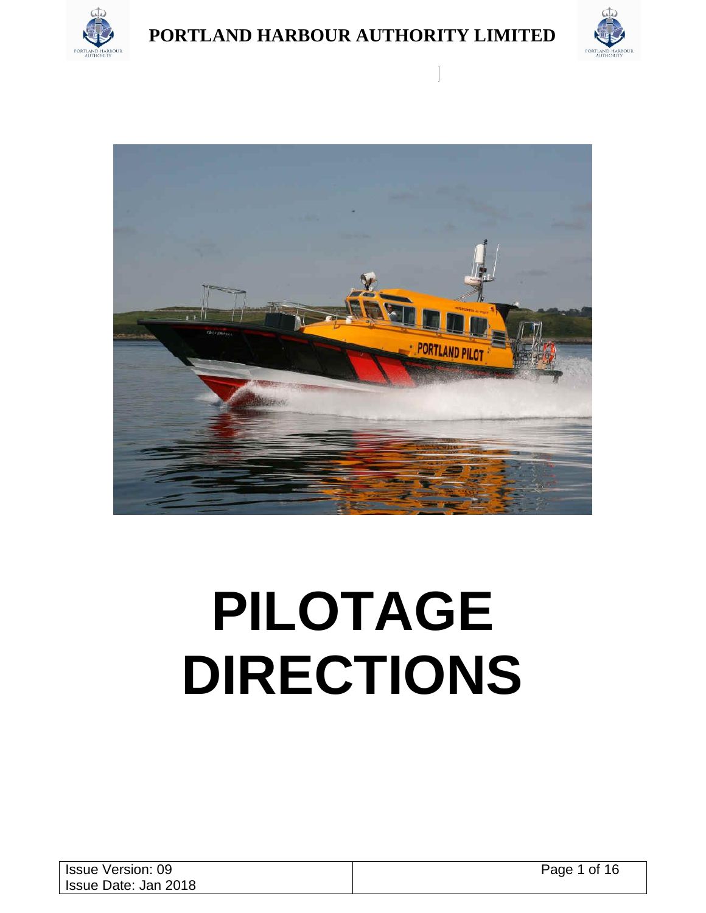# PORTLAND HARBOUR AUTHORITY LIMITED

# PILOTAGE DIRECTIONS

| Issue Version: 09<br>Issue Date: Jan 2018 | |
| --- | --- |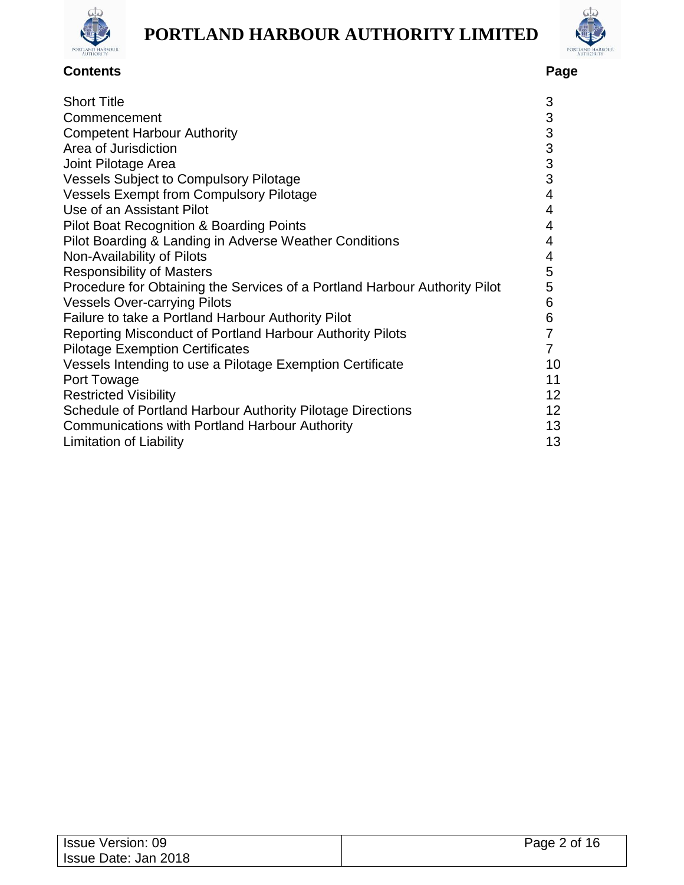| Contents | Page |
|---|---|
| Short Title | 3 |
| Commencement | 3 |
| Competent Harbour Authority | 3 |
| Area of Jurisdiction | 3 |
| Joint Pilotage Area | 3 |
| Vessels Subject to Compulsory Pilotage | 3 |
| Vessels Exempt from Compulsory Pilotage | 4 |
| Use of an Assistant Pilot | 4 |
| Pilot Boat Recognition & Boarding Points | 4 |
| Pilot Boarding & Landing in Adverse Weather Conditions | 4 |
| Non-Availability of Pilots | 4 |
| Responsibility of Masters | 5 |
| Procedure for Obtaining the Services of a Portland Harbour Authority Pilot | 5 |
| Vessels Over-carrying Pilots | 6 |
| Failure to take a Portland Harbour Authority Pilot | 6 |
| Reporting Misconduct of Portland Harbour Authority Pilots | 7 |
| Pilotage Exemption Certificates | 7 |
| Vessels Intending to use a Pilotage Exemption Certificate | 10 |
| Port Towage | 11 |
| Restricted Visibility | 12 |
| Schedule of Portland Harbour Authority Pilotage Directions | 12 |
| Communications with Portland Harbour Authority | 13 |
| Limitation of Liability | 13 |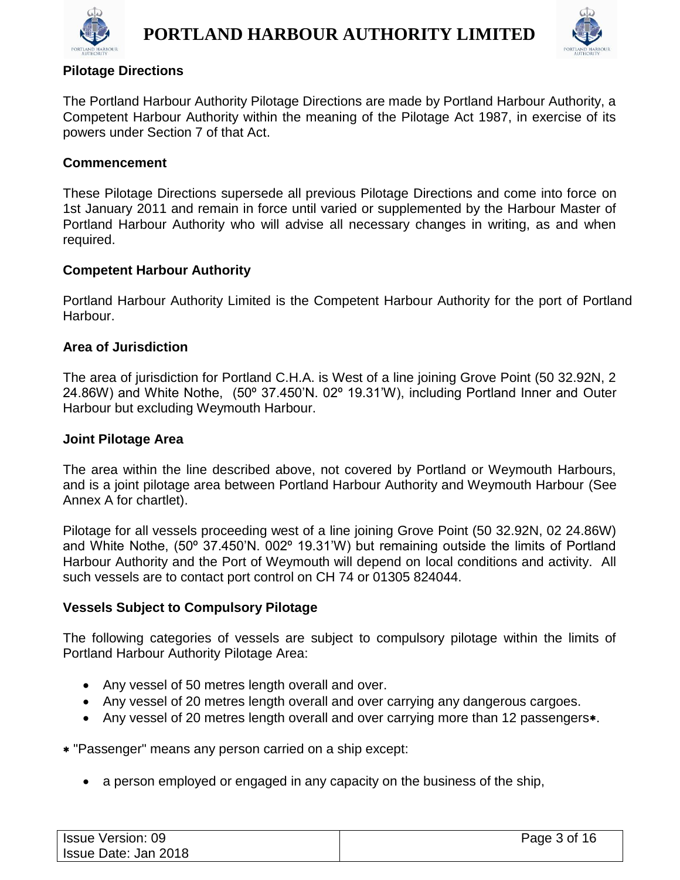## Pilotage Directions

The Portland Harbour Authority Pilotage Directions are made by Portland Harbour Authority, a Competent Harbour Authority within the meaning of the Pilotage Act 1987, in exercise of its powers under Section 7 of that Act.

## Commencement

These Pilotage Directions supersede all previous Pilotage Directions and come into force on 1st January 2011 and remain in force until varied or supplemented by the Harbour Master of Portland Harbour Authority who will advise all necessary changes in writing, as and when required.

## Competent Harbour Authority

Portland Harbour Authority Limited is the Competent Harbour Authority for the port of Portland Harbour.

## Area of Jurisdiction

The area of jurisdiction for Portland C.H.A. is West of a line joining Grove Point (50 32.92N, 2 24.86W) and White Nothe, (50º 37.450'N. 02º 19.31'W), including Portland Inner and Outer Harbour but excluding Weymouth Harbour.

## Joint Pilotage Area

The area within the line described above, not covered by Portland or Weymouth Harbours, and is a joint pilotage area between Portland Harbour Authority and Weymouth Harbour (See Annex A for chartlet).

Pilotage for all vessels proceeding west of a line joining Grove Point (50 32.92N, 02 24.86W) and White Nothe, (50º 37.450'N. 002º 19.31'W) but remaining outside the limits of Portland Harbour Authority and the Port of Weymouth will depend on local conditions and activity. All such vessels are to contact port control on CH 74 or 01305 824044.

## Vessels Subject to Compulsory Pilotage

The following categories of vessels are subject to compulsory pilotage within the limits of Portland Harbour Authority Pilotage Area:

- Any vessel of 50 metres length overall and over.
- Any vessel of 20 metres length overall and over carrying any dangerous cargoes.
- Any vessel of 20 metres length overall and over carrying more than 12 passengers*.

* "Passenger" means any person carried on a ship except:

- a person employed or engaged in any capacity on the business of the ship,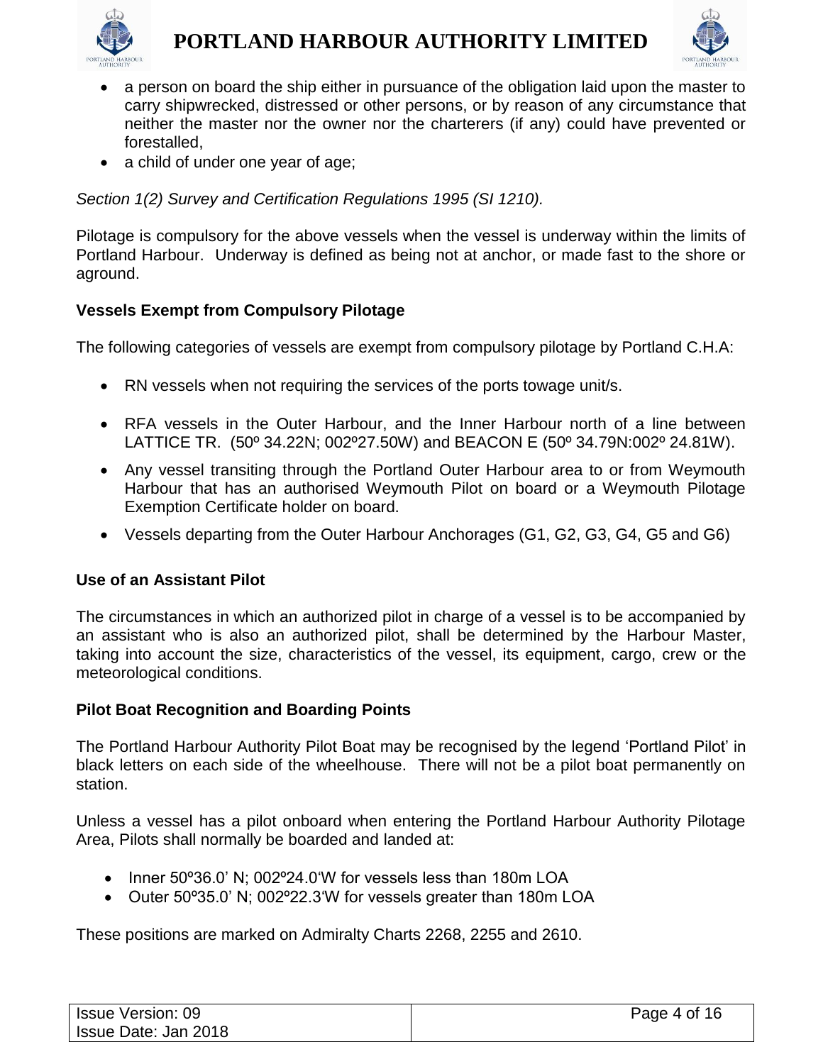- a person on board the ship either in pursuance of the obligation laid upon the master to carry shipwrecked, distressed or other persons, or by reason of any circumstance that neither the master nor the owner nor the charterers (if any) could have prevented or forestalled,
- a child of under one year of age;

*Section 1(2) Survey and Certification Regulations 1995 (SI 1210).*

Pilotage is compulsory for the above vessels when the vessel is underway within the limits of Portland Harbour. Underway is defined as being not at anchor, or made fast to the shore or aground.

**Vessels Exempt from Compulsory Pilotage**

The following categories of vessels are exempt from compulsory pilotage by Portland C.H.A:

- RN vessels when not requiring the services of the ports towage unit/s.
- RFA vessels in the Outer Harbour, and the Inner Harbour north of a line between LATTICE TR. (50º 34.22N; 002º27.50W) and BEACON E (50º 34.79N:002º 24.81W).
- Any vessel transiting through the Portland Outer Harbour area to or from Weymouth Harbour that has an authorised Weymouth Pilot on board or a Weymouth Pilotage Exemption Certificate holder on board.
- Vessels departing from the Outer Harbour Anchorages (G1, G2, G3, G4, G5 and G6)

**Use of an Assistant Pilot**

The circumstances in which an authorized pilot in charge of a vessel is to be accompanied by an assistant who is also an authorized pilot, shall be determined by the Harbour Master, taking into account the size, characteristics of the vessel, its equipment, cargo, crew or the meteorological conditions.

**Pilot Boat Recognition and Boarding Points**

The Portland Harbour Authority Pilot Boat may be recognised by the legend 'Portland Pilot' in black letters on each side of the wheelhouse. There will not be a pilot boat permanently on station.

Unless a vessel has a pilot onboard when entering the Portland Harbour Authority Pilotage Area, Pilots shall normally be boarded and landed at:

- Inner 50º36.0' N; 002º24.0'W for vessels less than 180m LOA
- Outer 50º35.0' N; 002º22.3'W for vessels greater than 180m LOA

These positions are marked on Admiralty Charts 2268, 2255 and 2610.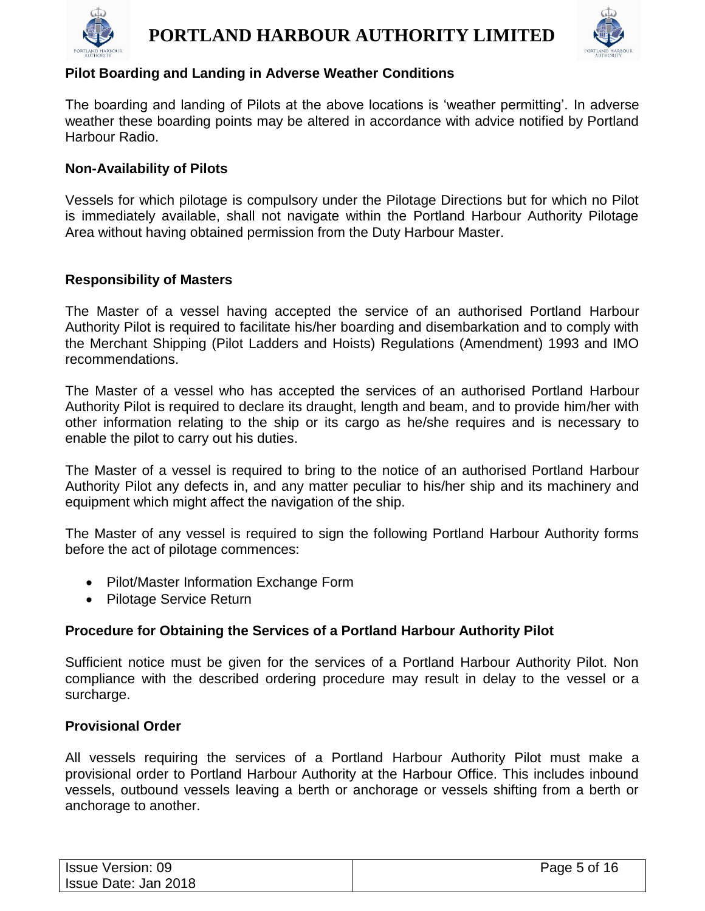### Pilot Boarding and Landing in Adverse Weather Conditions

The boarding and landing of Pilots at the above locations is 'weather permitting'. In adverse weather these boarding points may be altered in accordance with advice notified by Portland Harbour Radio.

### Non-Availability of Pilots

Vessels for which pilotage is compulsory under the Pilotage Directions but for which no Pilot is immediately available, shall not navigate within the Portland Harbour Authority Pilotage Area without having obtained permission from the Duty Harbour Master.

### Responsibility of Masters

The Master of a vessel having accepted the service of an authorised Portland Harbour Authority Pilot is required to facilitate his/her boarding and disembarkation and to comply with the Merchant Shipping (Pilot Ladders and Hoists) Regulations (Amendment) 1993 and IMO recommendations.

The Master of a vessel who has accepted the services of an authorised Portland Harbour Authority Pilot is required to declare its draught, length and beam, and to provide him/her with other information relating to the ship or its cargo as he/she requires and is necessary to enable the pilot to carry out his duties.

The Master of a vessel is required to bring to the notice of an authorised Portland Harbour Authority Pilot any defects in, and any matter peculiar to his/her ship and its machinery and equipment which might affect the navigation of the ship.

The Master of any vessel is required to sign the following Portland Harbour Authority forms before the act of pilotage commences:

- Pilot/Master Information Exchange Form
- Pilotage Service Return

### Procedure for Obtaining the Services of a Portland Harbour Authority Pilot

Sufficient notice must be given for the services of a Portland Harbour Authority Pilot. Non compliance with the described ordering procedure may result in delay to the vessel or a surcharge.

### Provisional Order

All vessels requiring the services of a Portland Harbour Authority Pilot must make a provisional order to Portland Harbour Authority at the Harbour Office. This includes inbound vessels, outbound vessels leaving a berth or anchorage or vessels shifting from a berth or anchorage to another.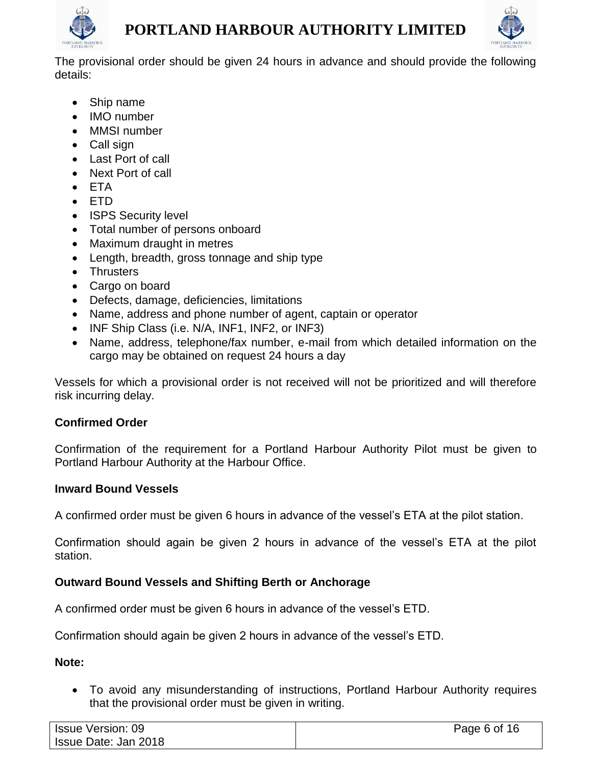The provisional order should be given 24 hours in advance and should provide the following details:

- Ship name
- IMO number
- MMSI number
- Call sign
- Last Port of call
- Next Port of call
- ETA
- ETD
- ISPS Security level
- Total number of persons onboard
- Maximum draught in metres
- Length, breadth, gross tonnage and ship type
- Thrusters
- Cargo on board
- Defects, damage, deficiencies, limitations
- Name, address and phone number of agent, captain or operator
- INF Ship Class (i.e. N/A, INF1, INF2, or INF3)
- Name, address, telephone/fax number, e-mail from which detailed information on the cargo may be obtained on request 24 hours a day

Vessels for which a provisional order is not received will not be prioritized and will therefore risk incurring delay.

**Confirmed Order**

Confirmation of the requirement for a Portland Harbour Authority Pilot must be given to Portland Harbour Authority at the Harbour Office.

**Inward Bound Vessels**

A confirmed order must be given 6 hours in advance of the vessel's ETA at the pilot station.

Confirmation should again be given 2 hours in advance of the vessel's ETA at the pilot station.

**Outward Bound Vessels and Shifting Berth or Anchorage**

A confirmed order must be given 6 hours in advance of the vessel's ETD.

Confirmation should again be given 2 hours in advance of the vessel's ETD.

**Note:**

- To avoid any misunderstanding of instructions, Portland Harbour Authority requires that the provisional order must be given in writing.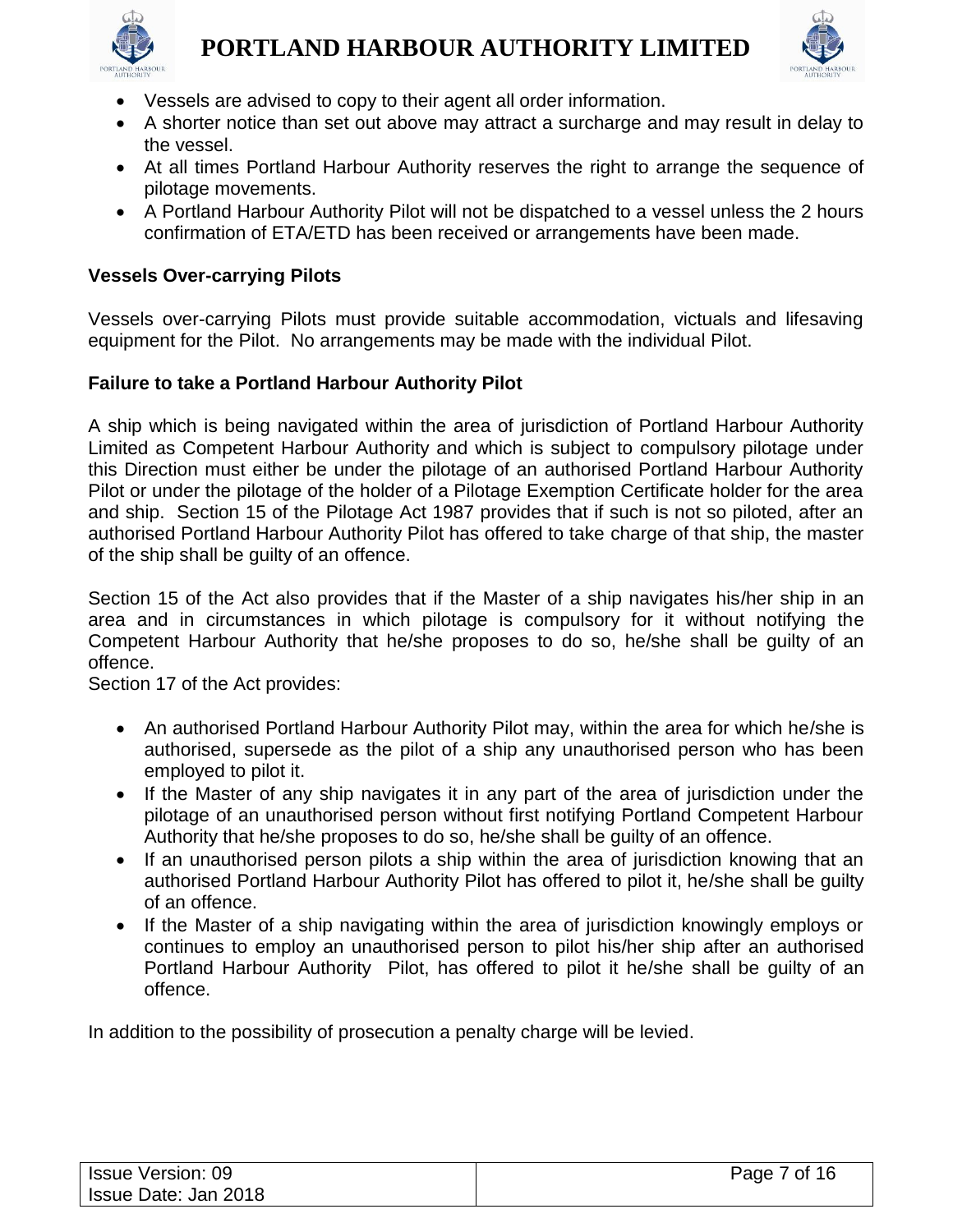- Vessels are advised to copy to their agent all order information.
- A shorter notice than set out above may attract a surcharge and may result in delay to the vessel.
- At all times Portland Harbour Authority reserves the right to arrange the sequence of pilotage movements.
- A Portland Harbour Authority Pilot will not be dispatched to a vessel unless the 2 hours confirmation of ETA/ETD has been received or arrangements have been made.

**Vessels Over-carrying Pilots**

Vessels over-carrying Pilots must provide suitable accommodation, victuals and lifesaving equipment for the Pilot. No arrangements may be made with the individual Pilot.

**Failure to take a Portland Harbour Authority Pilot**

A ship which is being navigated within the area of jurisdiction of Portland Harbour Authority Limited as Competent Harbour Authority and which is subject to compulsory pilotage under this Direction must either be under the pilotage of an authorised Portland Harbour Authority Pilot or under the pilotage of the holder of a Pilotage Exemption Certificate holder for the area and ship. Section 15 of the Pilotage Act 1987 provides that if such is not so piloted, after an authorised Portland Harbour Authority Pilot has offered to take charge of that ship, the master of the ship shall be guilty of an offence.

Section 15 of the Act also provides that if the Master of a ship navigates his/her ship in an area and in circumstances in which pilotage is compulsory for it without notifying the Competent Harbour Authority that he/she proposes to do so, he/she shall be guilty of an offence.

Section 17 of the Act provides:

- An authorised Portland Harbour Authority Pilot may, within the area for which he/she is authorised, supersede as the pilot of a ship any unauthorised person who has been employed to pilot it.
- If the Master of any ship navigates it in any part of the area of jurisdiction under the pilotage of an unauthorised person without first notifying Portland Competent Harbour Authority that he/she proposes to do so, he/she shall be guilty of an offence.
- If an unauthorised person pilots a ship within the area of jurisdiction knowing that an authorised Portland Harbour Authority Pilot has offered to pilot it, he/she shall be guilty of an offence.
- If the Master of a ship navigating within the area of jurisdiction knowingly employs or continues to employ an unauthorised person to pilot his/her ship after an authorised Portland Harbour Authority Pilot, has offered to pilot it he/she shall be guilty of an offence.

In addition to the possibility of prosecution a penalty charge will be levied.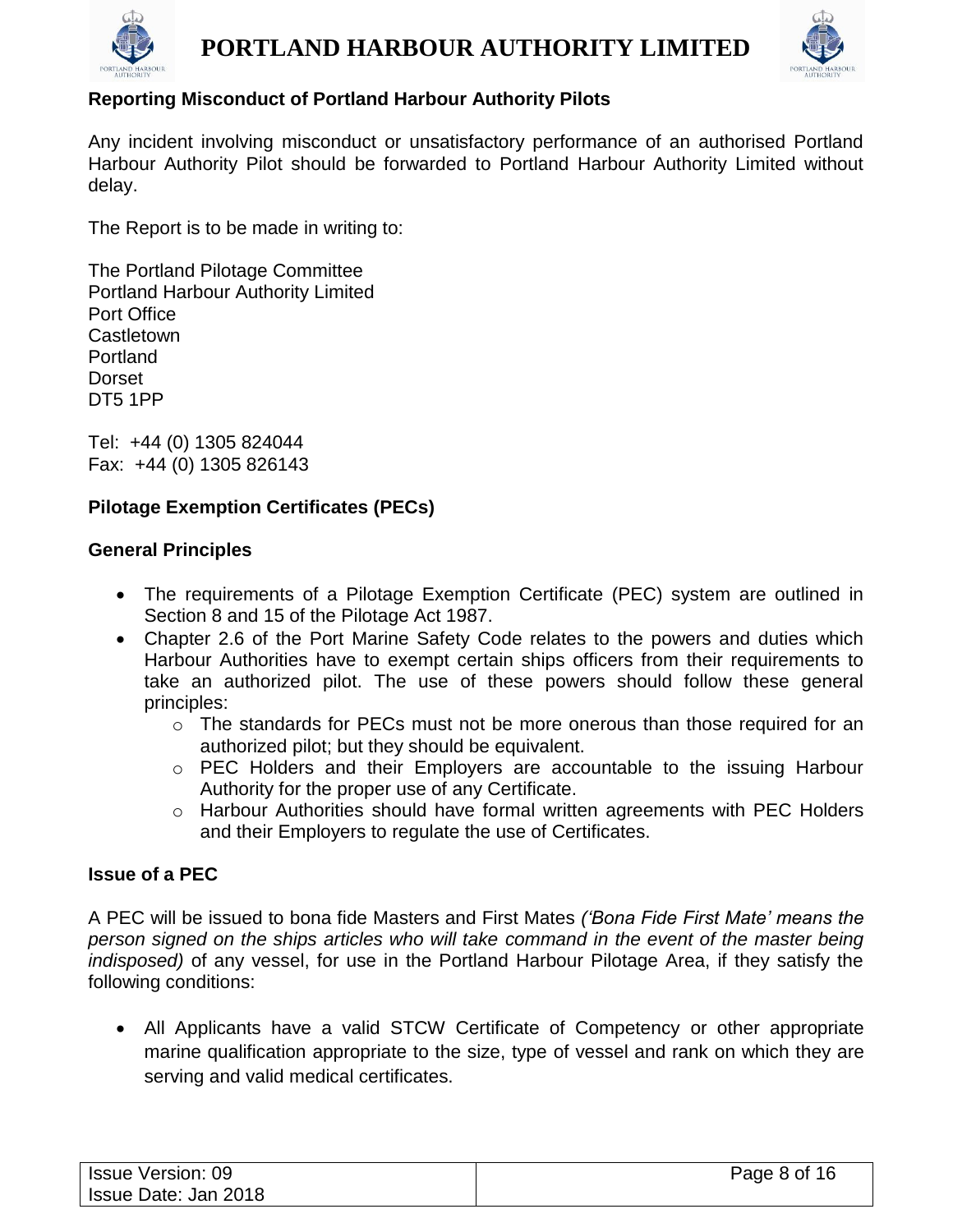## Reporting Misconduct of Portland Harbour Authority Pilots

Any incident involving misconduct or unsatisfactory performance of an authorised Portland Harbour Authority Pilot should be forwarded to Portland Harbour Authority Limited without delay.

The Report is to be made in writing to:

The Portland Pilotage Committee
Portland Harbour Authority Limited
Port Office
Castletown
Portland
Dorset
DT5 1PP

Tel: +44 (0) 1305 824044
Fax: +44 (0) 1305 826143

## Pilotage Exemption Certificates (PECs)

### General Principles

- The requirements of a Pilotage Exemption Certificate (PEC) system are outlined in Section 8 and 15 of the Pilotage Act 1987.
- Chapter 2.6 of the Port Marine Safety Code relates to the powers and duties which Harbour Authorities have to exempt certain ships officers from their requirements to take an authorized pilot. The use of these powers should follow these general principles:
  - The standards for PECs must not be more onerous than those required for an authorized pilot; but they should be equivalent.
  - PEC Holders and their Employers are accountable to the issuing Harbour Authority for the proper use of any Certificate.
  - Harbour Authorities should have formal written agreements with PEC Holders and their Employers to regulate the use of Certificates.

### Issue of a PEC

A PEC will be issued to bona fide Masters and First Mates *('Bona Fide First Mate' means the person signed on the ships articles who will take command in the event of the master being indisposed)* of any vessel, for use in the Portland Harbour Pilotage Area, if they satisfy the following conditions:

- All Applicants have a valid STCW Certificate of Competency or other appropriate marine qualification appropriate to the size, type of vessel and rank on which they are serving and valid medical certificates.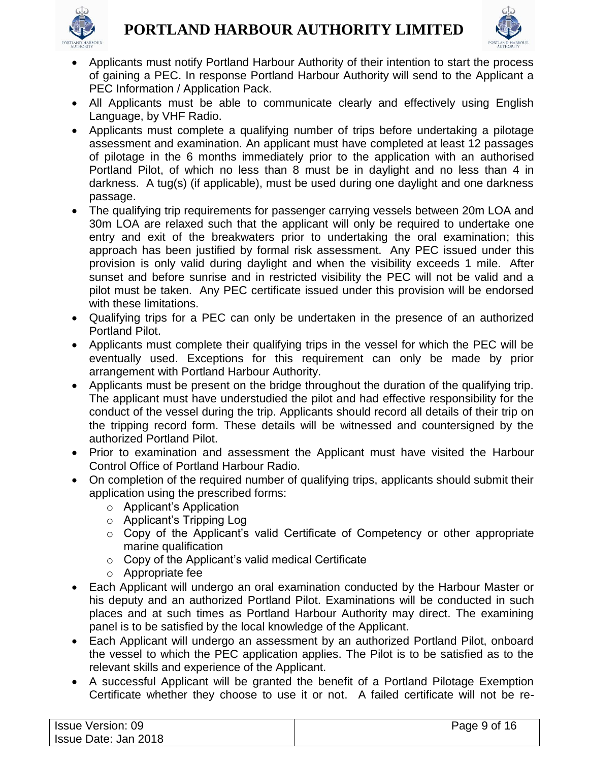- Applicants must notify Portland Harbour Authority of their intention to start the process of gaining a PEC. In response Portland Harbour Authority will send to the Applicant a PEC Information / Application Pack.
- All Applicants must be able to communicate clearly and effectively using English Language, by VHF Radio.
- Applicants must complete a qualifying number of trips before undertaking a pilotage assessment and examination. An applicant must have completed at least 12 passages of pilotage in the 6 months immediately prior to the application with an authorised Portland Pilot, of which no less than 8 must be in daylight and no less than 4 in darkness. A tug(s) (if applicable), must be used during one daylight and one darkness passage.
- The qualifying trip requirements for passenger carrying vessels between 20m LOA and 30m LOA are relaxed such that the applicant will only be required to undertake one entry and exit of the breakwaters prior to undertaking the oral examination; this approach has been justified by formal risk assessment. Any PEC issued under this provision is only valid during daylight and when the visibility exceeds 1 mile. After sunset and before sunrise and in restricted visibility the PEC will not be valid and a pilot must be taken. Any PEC certificate issued under this provision will be endorsed with these limitations.
- Qualifying trips for a PEC can only be undertaken in the presence of an authorized Portland Pilot.
- Applicants must complete their qualifying trips in the vessel for which the PEC will be eventually used. Exceptions for this requirement can only be made by prior arrangement with Portland Harbour Authority.
- Applicants must be present on the bridge throughout the duration of the qualifying trip. The applicant must have understudied the pilot and had effective responsibility for the conduct of the vessel during the trip. Applicants should record all details of their trip on the tripping record form. These details will be witnessed and countersigned by the authorized Portland Pilot.
- Prior to examination and assessment the Applicant must have visited the Harbour Control Office of Portland Harbour Radio.
- On completion of the required number of qualifying trips, applicants should submit their application using the prescribed forms:
  - Applicant's Application
  - Applicant's Tripping Log
  - Copy of the Applicant's valid Certificate of Competency or other appropriate marine qualification
  - Copy of the Applicant's valid medical Certificate
  - Appropriate fee
- Each Applicant will undergo an oral examination conducted by the Harbour Master or his deputy and an authorized Portland Pilot. Examinations will be conducted in such places and at such times as Portland Harbour Authority may direct. The examining panel is to be satisfied by the local knowledge of the Applicant.
- Each Applicant will undergo an assessment by an authorized Portland Pilot, onboard the vessel to which the PEC application applies. The Pilot is to be satisfied as to the relevant skills and experience of the Applicant.
- A successful Applicant will be granted the benefit of a Portland Pilotage Exemption Certificate whether they choose to use it or not. A failed certificate will not be re-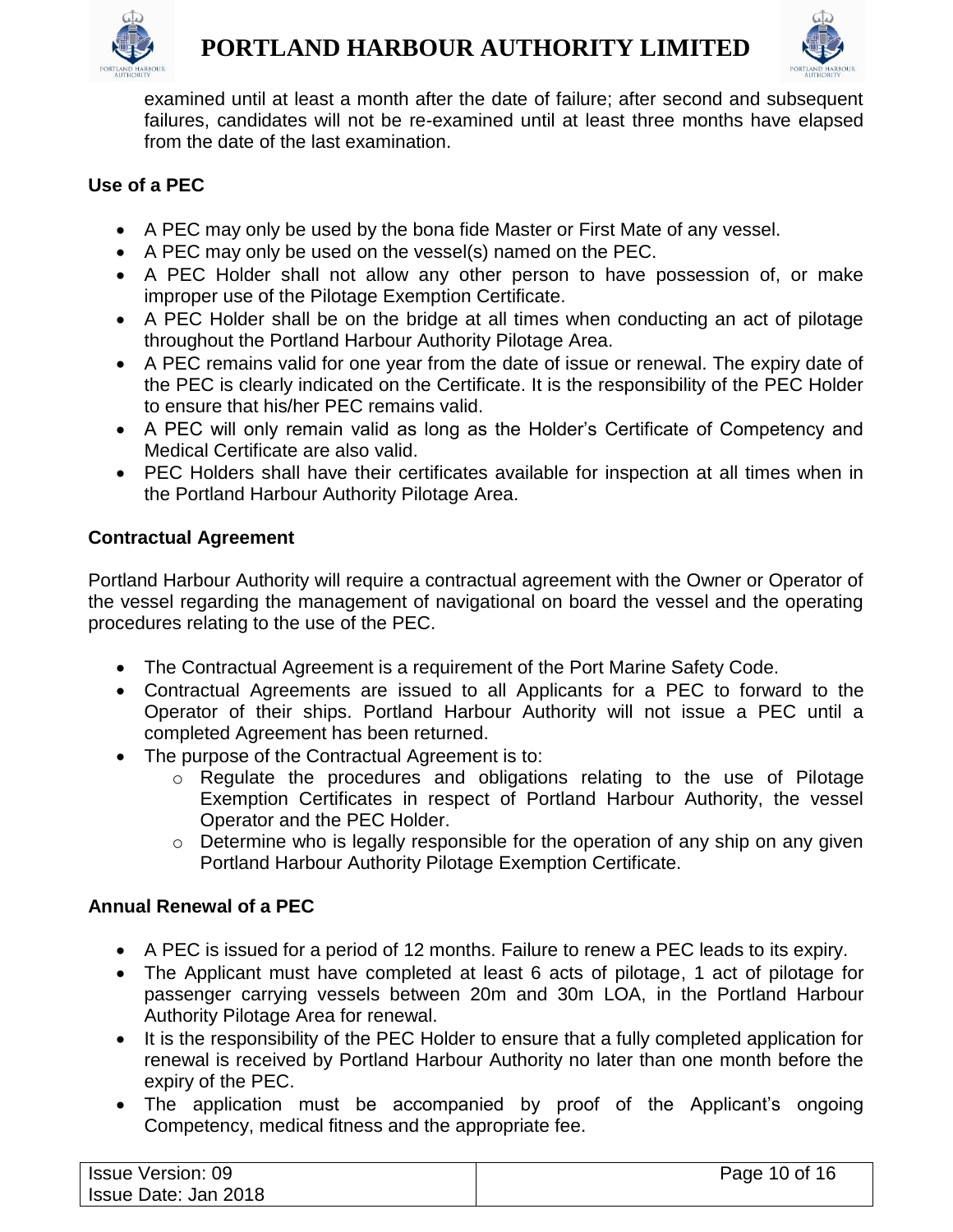examined until at least a month after the date of failure; after second and subsequent failures, candidates will not be re-examined until at least three months have elapsed from the date of the last examination.

### Use of a PEC

- A PEC may only be used by the bona fide Master or First Mate of any vessel.
- A PEC may only be used on the vessel(s) named on the PEC.
- A PEC Holder shall not allow any other person to have possession of, or make improper use of the Pilotage Exemption Certificate.
- A PEC Holder shall be on the bridge at all times when conducting an act of pilotage throughout the Portland Harbour Authority Pilotage Area.
- A PEC remains valid for one year from the date of issue or renewal. The expiry date of the PEC is clearly indicated on the Certificate. It is the responsibility of the PEC Holder to ensure that his/her PEC remains valid.
- A PEC will only remain valid as long as the Holder's Certificate of Competency and Medical Certificate are also valid.
- PEC Holders shall have their certificates available for inspection at all times when in the Portland Harbour Authority Pilotage Area.

### Contractual Agreement

Portland Harbour Authority will require a contractual agreement with the Owner or Operator of the vessel regarding the management of navigational on board the vessel and the operating procedures relating to the use of the PEC.

- The Contractual Agreement is a requirement of the Port Marine Safety Code.
- Contractual Agreements are issued to all Applicants for a PEC to forward to the Operator of their ships. Portland Harbour Authority will not issue a PEC until a completed Agreement has been returned.
- The purpose of the Contractual Agreement is to:
  - Regulate the procedures and obligations relating to the use of Pilotage Exemption Certificates in respect of Portland Harbour Authority, the vessel Operator and the PEC Holder.
  - Determine who is legally responsible for the operation of any ship on any given Portland Harbour Authority Pilotage Exemption Certificate.

### Annual Renewal of a PEC

- A PEC is issued for a period of 12 months. Failure to renew a PEC leads to its expiry.
- The Applicant must have completed at least 6 acts of pilotage, 1 act of pilotage for passenger carrying vessels between 20m and 30m LOA, in the Portland Harbour Authority Pilotage Area for renewal.
- It is the responsibility of the PEC Holder to ensure that a fully completed application for renewal is received by Portland Harbour Authority no later than one month before the expiry of the PEC.
- The application must be accompanied by proof of the Applicant's ongoing Competency, medical fitness and the appropriate fee.

| Issue Version: 09 | |
| --- | --- |
| Issue Date: Jan 2018 | |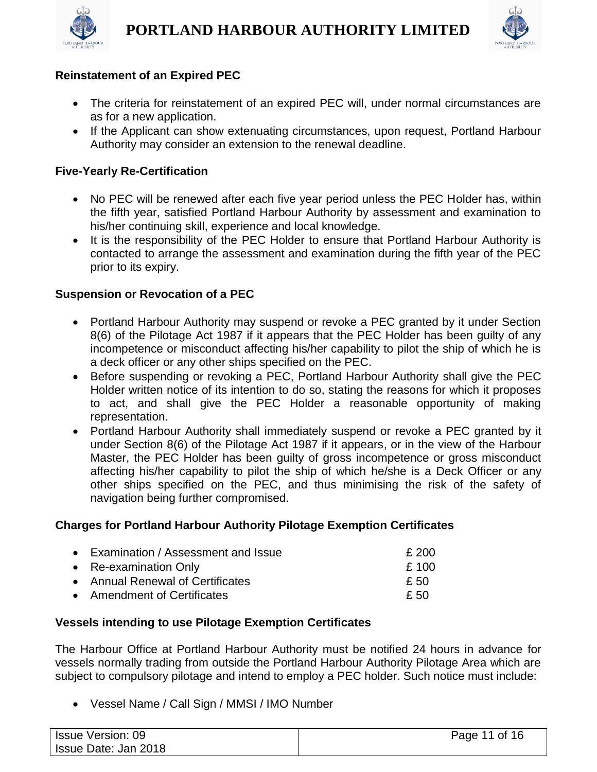### Reinstatement of an Expired PEC

- The criteria for reinstatement of an expired PEC will, under normal circumstances are as for a new application.
- If the Applicant can show extenuating circumstances, upon request, Portland Harbour Authority may consider an extension to the renewal deadline.

### Five-Yearly Re-Certification

- No PEC will be renewed after each five year period unless the PEC Holder has, within the fifth year, satisfied Portland Harbour Authority by assessment and examination to his/her continuing skill, experience and local knowledge.
- It is the responsibility of the PEC Holder to ensure that Portland Harbour Authority is contacted to arrange the assessment and examination during the fifth year of the PEC prior to its expiry.

### Suspension or Revocation of a PEC

- Portland Harbour Authority may suspend or revoke a PEC granted by it under Section 8(6) of the Pilotage Act 1987 if it appears that the PEC Holder has been guilty of any incompetence or misconduct affecting his/her capability to pilot the ship of which he is a deck officer or any other ships specified on the PEC.
- Before suspending or revoking a PEC, Portland Harbour Authority shall give the PEC Holder written notice of its intention to do so, stating the reasons for which it proposes to act, and shall give the PEC Holder a reasonable opportunity of making representation.
- Portland Harbour Authority shall immediately suspend or revoke a PEC granted by it under Section 8(6) of the Pilotage Act 1987 if it appears, or in the view of the Harbour Master, the PEC Holder has been guilty of gross incompetence or gross misconduct affecting his/her capability to pilot the ship of which he/she is a Deck Officer or any other ships specified on the PEC, and thus minimising the risk of the safety of navigation being further compromised.

### Charges for Portland Harbour Authority Pilotage Exemption Certificates

- Examination / Assessment and Issue — £ 200
- Re-examination Only — £ 100
- Annual Renewal of Certificates — £ 50
- Amendment of Certificates — £ 50

### Vessels intending to use Pilotage Exemption Certificates

The Harbour Office at Portland Harbour Authority must be notified 24 hours in advance for vessels normally trading from outside the Portland Harbour Authority Pilotage Area which are subject to compulsory pilotage and intend to employ a PEC holder. Such notice must include:

- Vessel Name / Call Sign / MMSI / IMO Number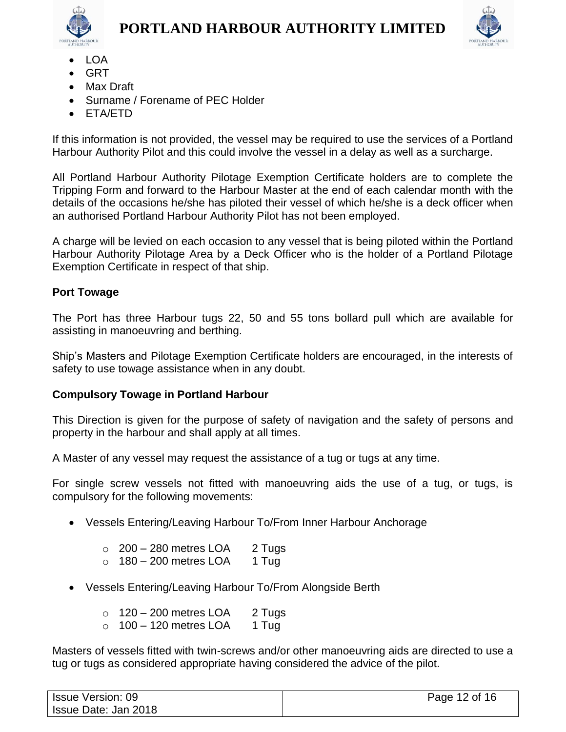- LOA
- GRT
- Max Draft
- Surname / Forename of PEC Holder
- ETA/ETD

If this information is not provided, the vessel may be required to use the services of a Portland Harbour Authority Pilot and this could involve the vessel in a delay as well as a surcharge.

All Portland Harbour Authority Pilotage Exemption Certificate holders are to complete the Tripping Form and forward to the Harbour Master at the end of each calendar month with the details of the occasions he/she has piloted their vessel of which he/she is a deck officer when an authorised Portland Harbour Authority Pilot has not been employed.

A charge will be levied on each occasion to any vessel that is being piloted within the Portland Harbour Authority Pilotage Area by a Deck Officer who is the holder of a Portland Pilotage Exemption Certificate in respect of that ship.

**Port Towage**

The Port has three Harbour tugs 22, 50 and 55 tons bollard pull which are available for assisting in manoeuvring and berthing.

Ship's Masters and Pilotage Exemption Certificate holders are encouraged, in the interests of safety to use towage assistance when in any doubt.

**Compulsory Towage in Portland Harbour**

This Direction is given for the purpose of safety of navigation and the safety of persons and property in the harbour and shall apply at all times.

A Master of any vessel may request the assistance of a tug or tugs at any time.

For single screw vessels not fitted with manoeuvring aids the use of a tug, or tugs, is compulsory for the following movements:

- Vessels Entering/Leaving Harbour To/From Inner Harbour Anchorage
  - 200 – 280 metres LOA 2 Tugs
  - 180 – 200 metres LOA 1 Tug
- Vessels Entering/Leaving Harbour To/From Alongside Berth
  - 120 – 200 metres LOA 2 Tugs
  - 100 – 120 metres LOA 1 Tug

Masters of vessels fitted with twin-screws and/or other manoeuvring aids are directed to use a tug or tugs as considered appropriate having considered the advice of the pilot.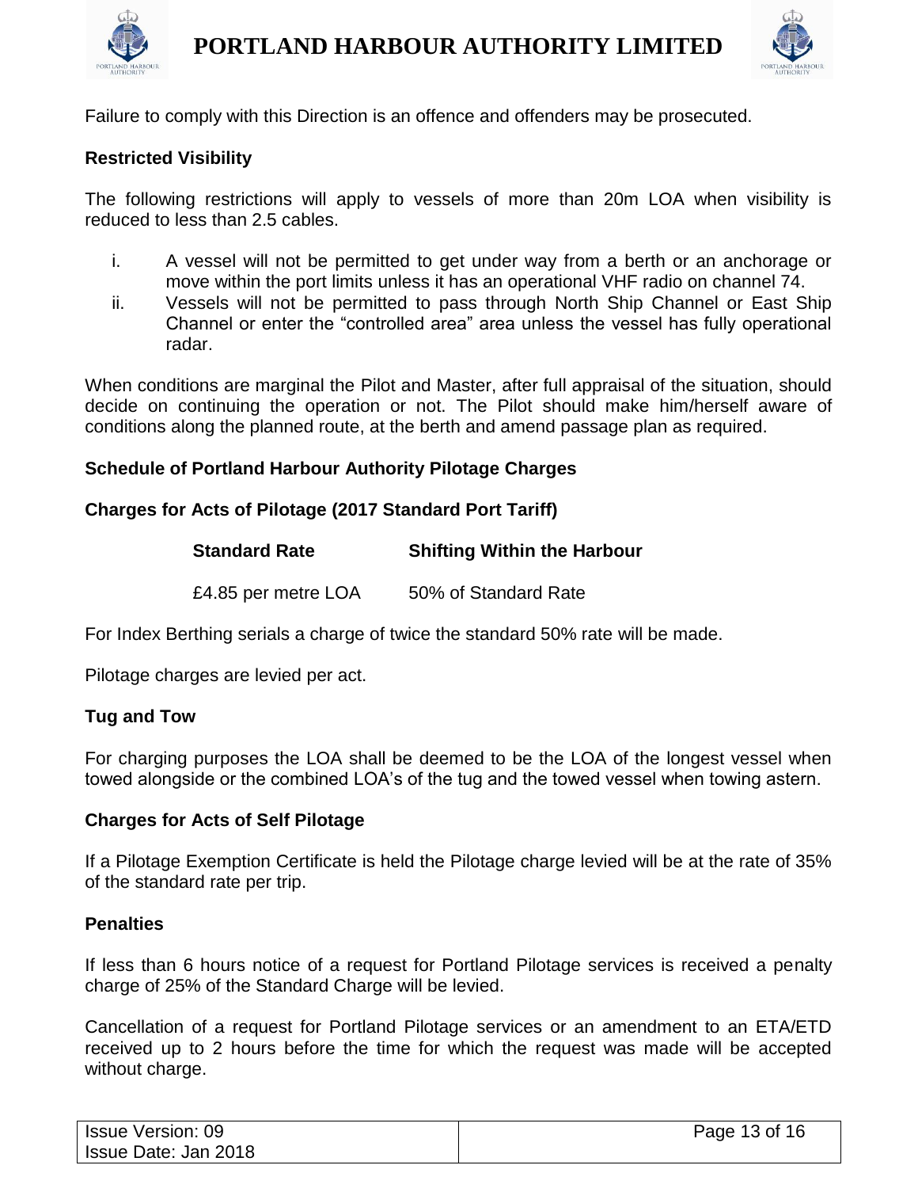Failure to comply with this Direction is an offence and offenders may be prosecuted.

**Restricted Visibility**

The following restrictions will apply to vessels of more than 20m LOA when visibility is reduced to less than 2.5 cables.

i. A vessel will not be permitted to get under way from a berth or an anchorage or move within the port limits unless it has an operational VHF radio on channel 74.
ii. Vessels will not be permitted to pass through North Ship Channel or East Ship Channel or enter the "controlled area" area unless the vessel has fully operational radar.

When conditions are marginal the Pilot and Master, after full appraisal of the situation, should decide on continuing the operation or not. The Pilot should make him/herself aware of conditions along the planned route, at the berth and amend passage plan as required.

**Schedule of Portland Harbour Authority Pilotage Charges**

**Charges for Acts of Pilotage (2017 Standard Port Tariff)**

| Standard Rate | Shifting Within the Harbour |
|---|---|
| £4.85 per metre LOA | 50% of Standard Rate |

For Index Berthing serials a charge of twice the standard 50% rate will be made.

Pilotage charges are levied per act.

**Tug and Tow**

For charging purposes the LOA shall be deemed to be the LOA of the longest vessel when towed alongside or the combined LOA's of the tug and the towed vessel when towing astern.

**Charges for Acts of Self Pilotage**

If a Pilotage Exemption Certificate is held the Pilotage charge levied will be at the rate of 35% of the standard rate per trip.

**Penalties**

If less than 6 hours notice of a request for Portland Pilotage services is received a penalty charge of 25% of the Standard Charge will be levied.

Cancellation of a request for Portland Pilotage services or an amendment to an ETA/ETD received up to 2 hours before the time for which the request was made will be accepted without charge.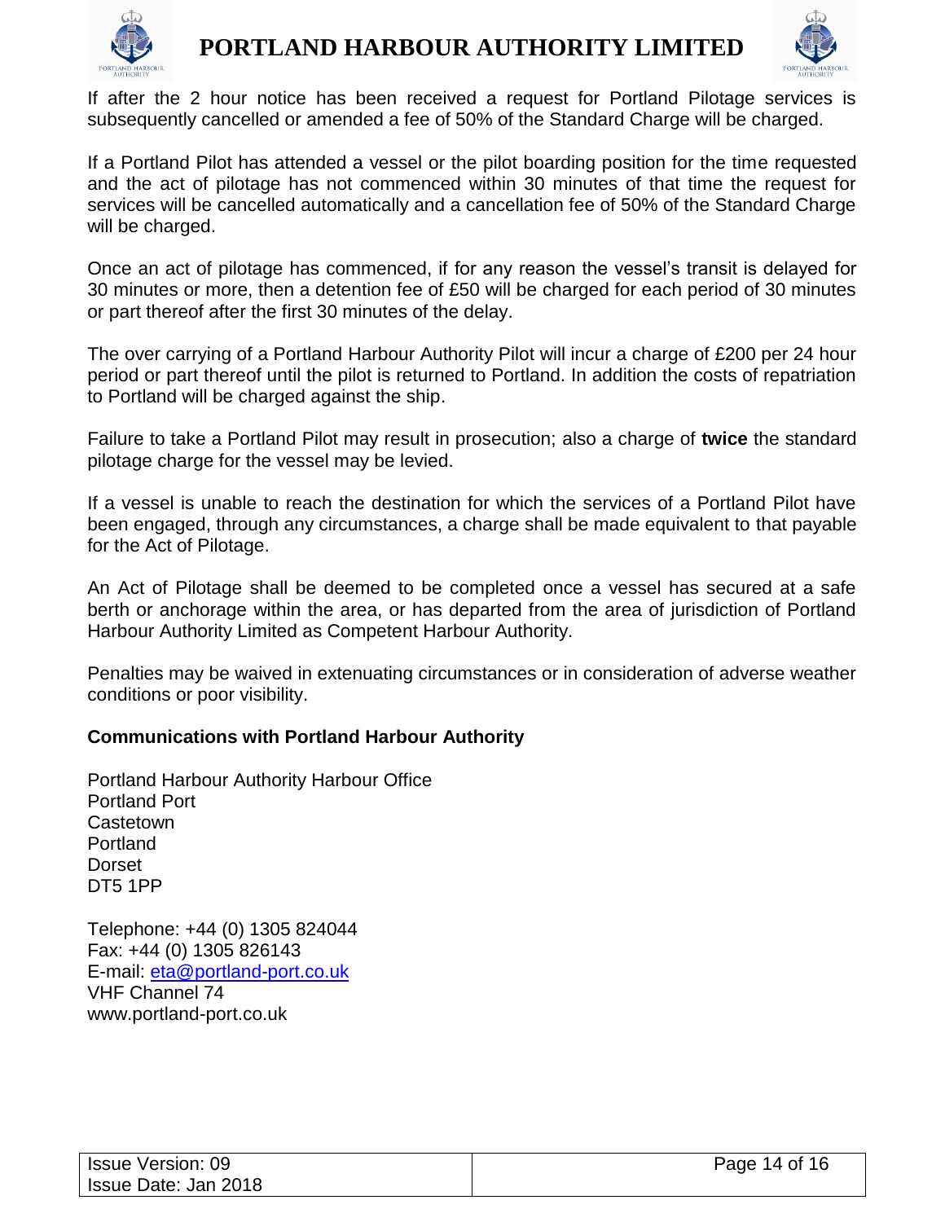If after the 2 hour notice has been received a request for Portland Pilotage services is subsequently cancelled or amended a fee of 50% of the Standard Charge will be charged.

If a Portland Pilot has attended a vessel or the pilot boarding position for the time requested and the act of pilotage has not commenced within 30 minutes of that time the request for services will be cancelled automatically and a cancellation fee of 50% of the Standard Charge will be charged.

Once an act of pilotage has commenced, if for any reason the vessel's transit is delayed for 30 minutes or more, then a detention fee of £50 will be charged for each period of 30 minutes or part thereof after the first 30 minutes of the delay.

The over carrying of a Portland Harbour Authority Pilot will incur a charge of £200 per 24 hour period or part thereof until the pilot is returned to Portland. In addition the costs of repatriation to Portland will be charged against the ship.

Failure to take a Portland Pilot may result in prosecution; also a charge of **twice** the standard pilotage charge for the vessel may be levied.

If a vessel is unable to reach the destination for which the services of a Portland Pilot have been engaged, through any circumstances, a charge shall be made equivalent to that payable for the Act of Pilotage.

An Act of Pilotage shall be deemed to be completed once a vessel has secured at a safe berth or anchorage within the area, or has departed from the area of jurisdiction of Portland Harbour Authority Limited as Competent Harbour Authority.

Penalties may be waived in extenuating circumstances or in consideration of adverse weather conditions or poor visibility.

**Communications with Portland Harbour Authority**

Portland Harbour Authority Harbour Office
Portland Port
Castetown
Portland
Dorset
DT5 1PP

Telephone: +44 (0) 1305 824044
Fax: +44 (0) 1305 826143
E-mail: eta@portland-port.co.uk
VHF Channel 74
www.portland-port.co.uk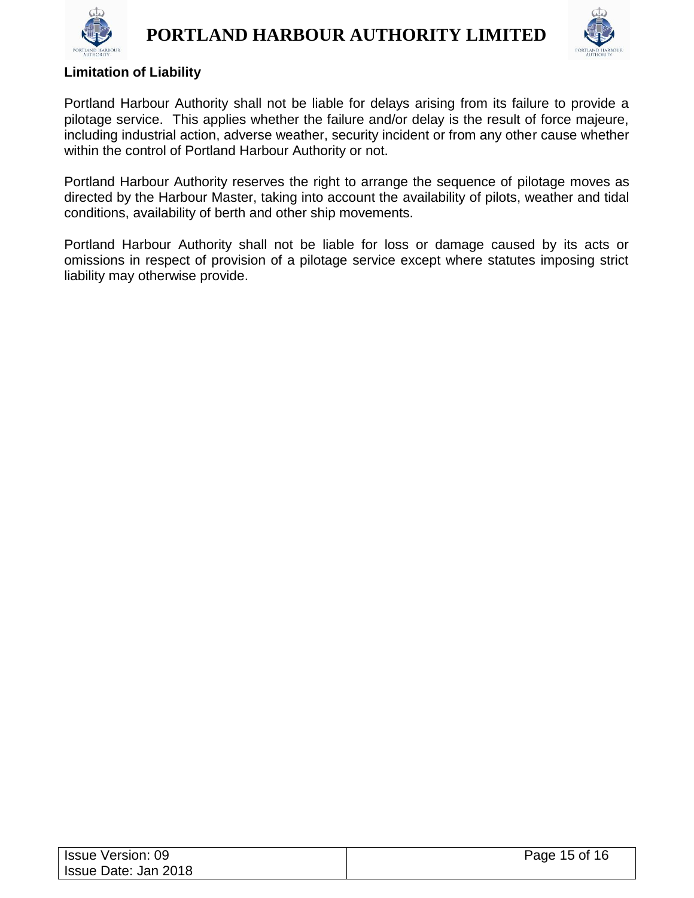**Limitation of Liability**

Portland Harbour Authority shall not be liable for delays arising from its failure to provide a pilotage service. This applies whether the failure and/or delay is the result of force majeure, including industrial action, adverse weather, security incident or from any other cause whether within the control of Portland Harbour Authority or not.

Portland Harbour Authority reserves the right to arrange the sequence of pilotage moves as directed by the Harbour Master, taking into account the availability of pilots, weather and tidal conditions, availability of berth and other ship movements.

Portland Harbour Authority shall not be liable for loss or damage caused by its acts or omissions in respect of provision of a pilotage service except where statutes imposing strict liability may otherwise provide.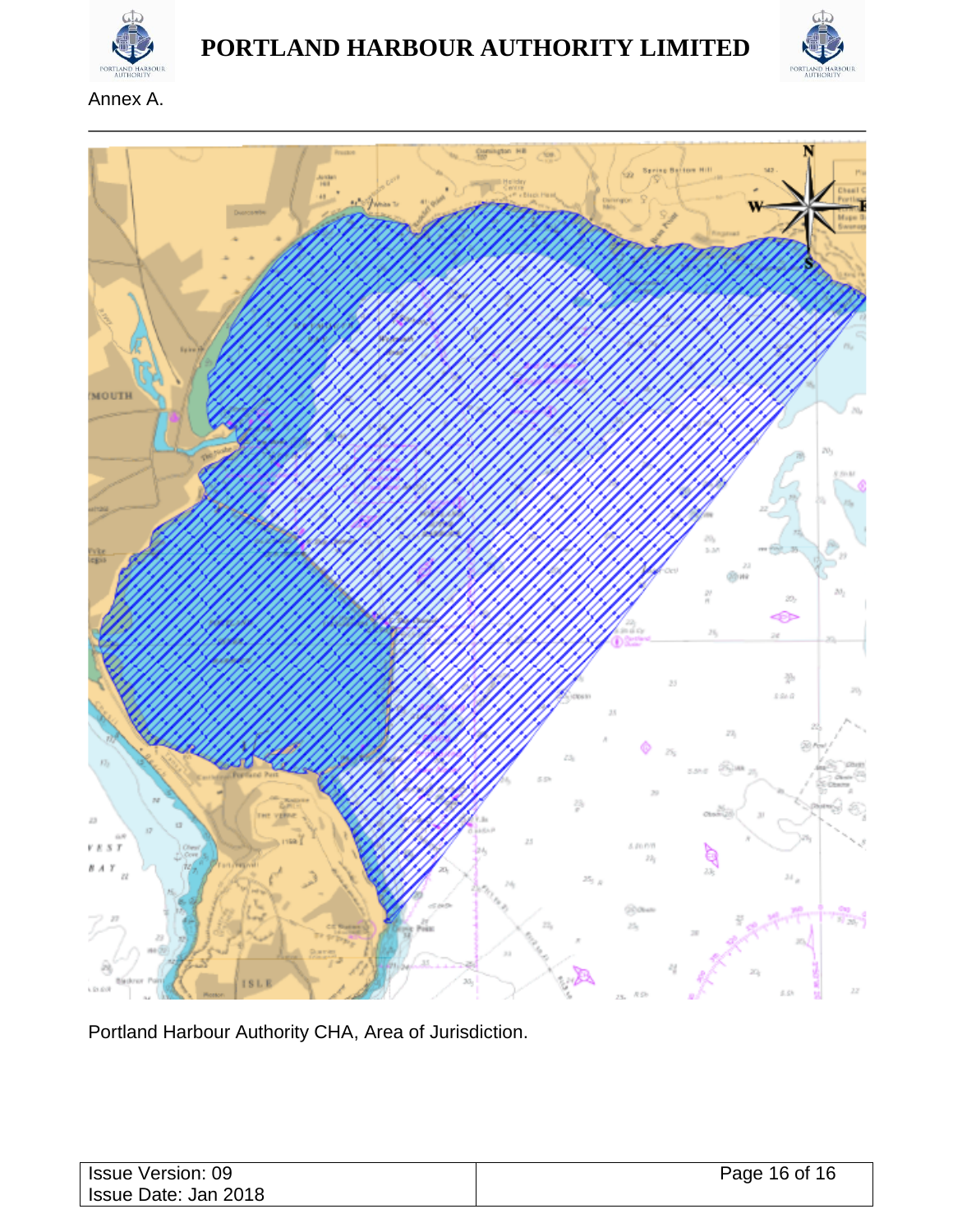Annex A.

Portland Harbour Authority CHA, Area of Jurisdiction.